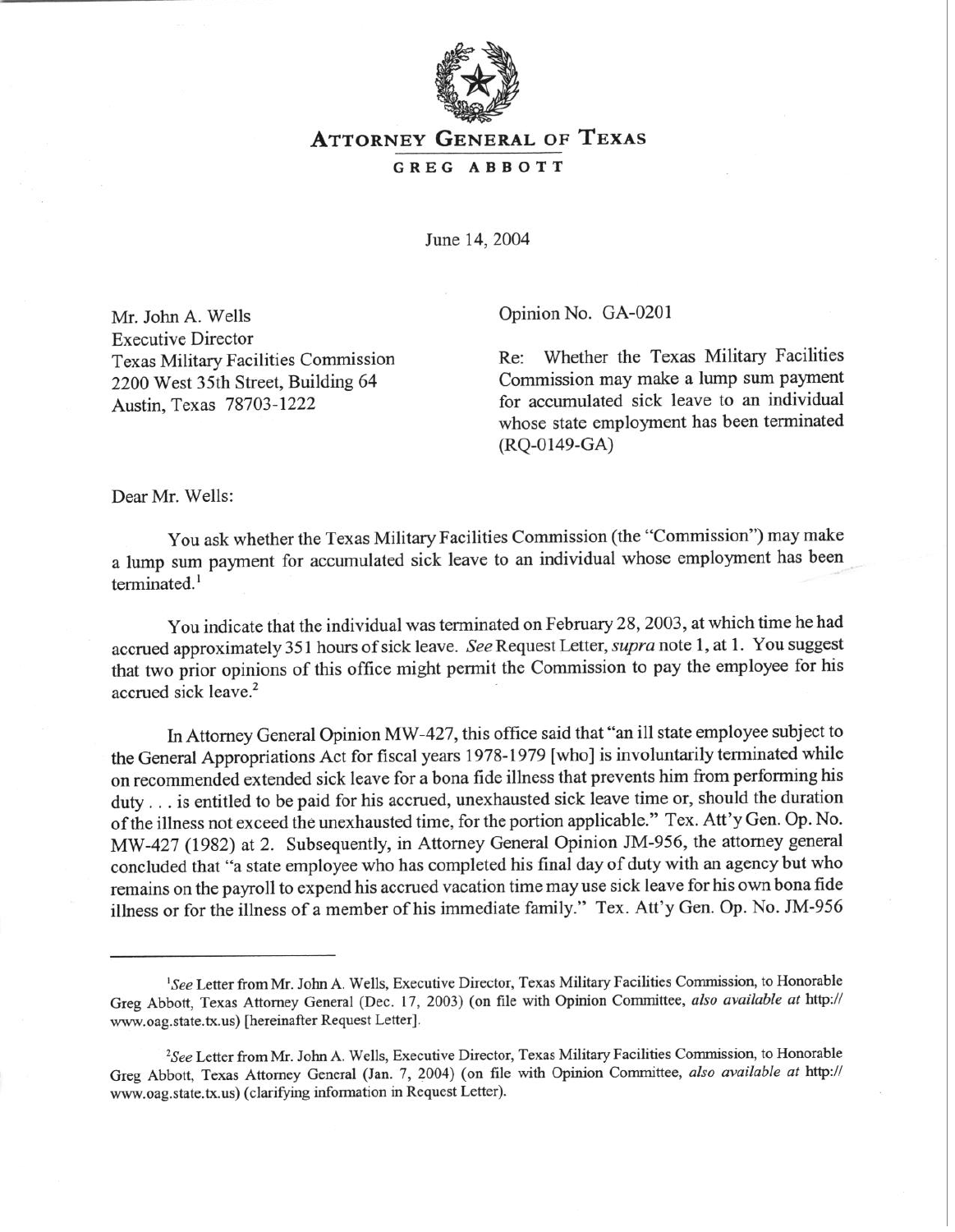# ATTORNEY GENERAL OF TEXAS

## GREG ABBOTT

June 14, 2004

Mr. John A. Wells
Executive Director
Texas Military Facilities Commission
2200 West 35th Street, Building 64
Austin, Texas 78703-1222

Opinion No. GA-0201

Re: Whether the Texas Military Facilities Commission may make a lump sum payment for accumulated sick leave to an individual whose state employment has been terminated (RQ-0149-GA)

Dear Mr. Wells:

You ask whether the Texas Military Facilities Commission (the "Commission") may make a lump sum payment for accumulated sick leave to an individual whose employment has been terminated.[1]

You indicate that the individual was terminated on February 28, 2003, at which time he had accrued approximately 351 hours of sick leave. *See* Request Letter, *supra* note 1, at 1. You suggest that two prior opinions of this office might permit the Commission to pay the employee for his accrued sick leave.[2]

In Attorney General Opinion MW-427, this office said that "an ill state employee subject to the General Appropriations Act for fiscal years 1978-1979 [who] is involuntarily terminated while on recommended extended sick leave for a bona fide illness that prevents him from performing his duty . . . is entitled to be paid for his accrued, unexhausted sick leave time or, should the duration of the illness not exceed the unexhausted time, for the portion applicable." Tex. Att'y Gen. Op. No. MW-427 (1982) at 2. Subsequently, in Attorney General Opinion JM-956, the attorney general concluded that "a state employee who has completed his final day of duty with an agency but who remains on the payroll to expend his accrued vacation time may use sick leave for his own bona fide illness or for the illness of a member of his immediate family." Tex. Att'y Gen. Op. No. JM-956

---

[1] *See* Letter from Mr. John A. Wells, Executive Director, Texas Military Facilities Commission, to Honorable Greg Abbott, Texas Attorney General (Dec. 17, 2003) (on file with Opinion Committee, *also available at* http://www.oag.state.tx.us) [hereinafter Request Letter].

[2] *See* Letter from Mr. John A. Wells, Executive Director, Texas Military Facilities Commission, to Honorable Greg Abbott, Texas Attorney General (Jan. 7, 2004) (on file with Opinion Committee, *also available at* http://www.oag.state.tx.us) (clarifying information in Request Letter).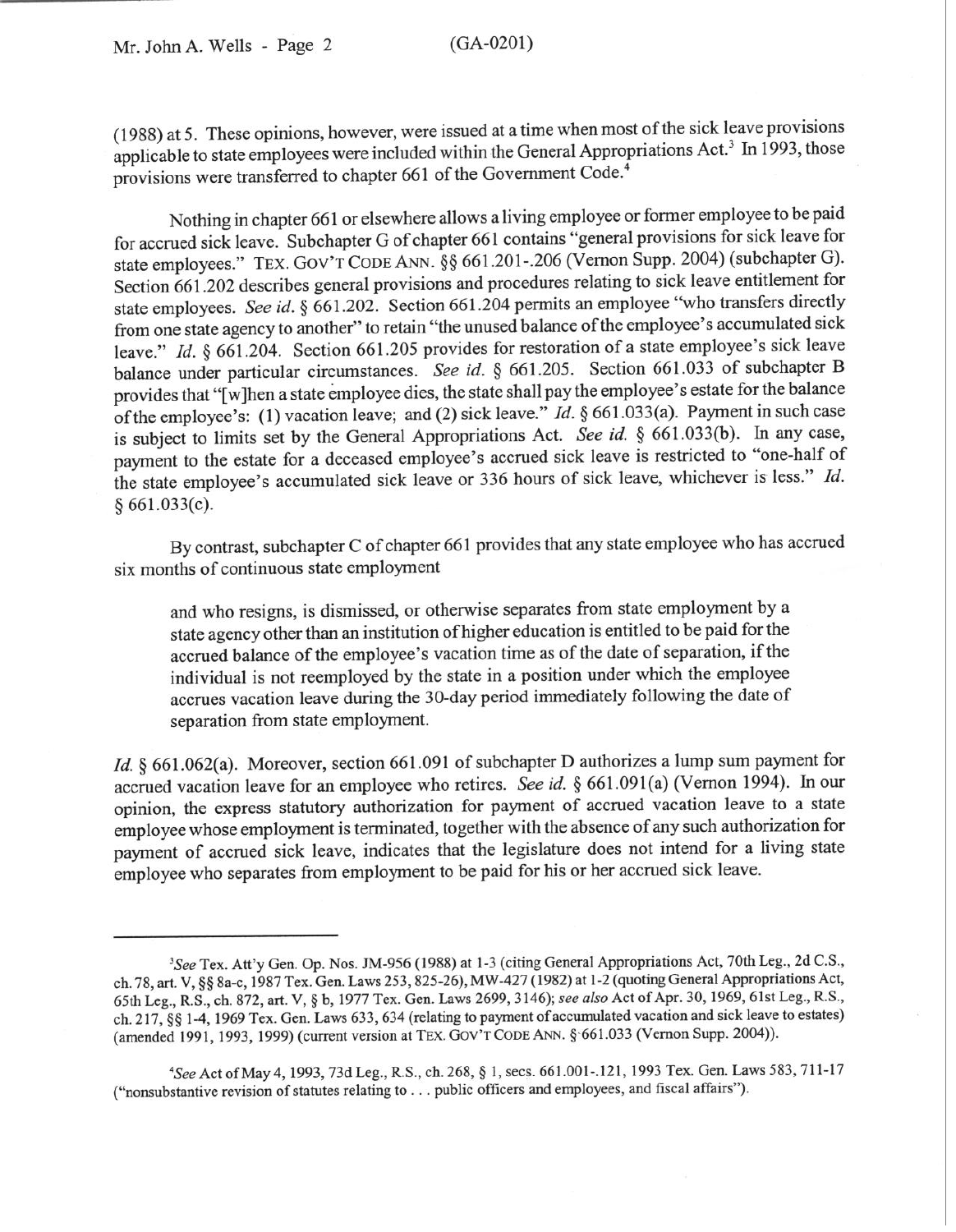(1988) at 5. These opinions, however, were issued at a time when most of the sick leave provisions applicable to state employees were included within the General Appropriations Act.[3] In 1993, those provisions were transferred to chapter 661 of the Government Code.[4]

Nothing in chapter 661 or elsewhere allows a living employee or former employee to be paid for accrued sick leave. Subchapter G of chapter 661 contains "general provisions for sick leave for state employees." TEX. GOV'T CODE ANN. §§ 661.201-.206 (Vernon Supp. 2004) (subchapter G). Section 661.202 describes general provisions and procedures relating to sick leave entitlement for state employees. *See id.* § 661.202. Section 661.204 permits an employee "who transfers directly from one state agency to another" to retain "the unused balance of the employee's accumulated sick leave." *Id.* § 661.204. Section 661.205 provides for restoration of a state employee's sick leave balance under particular circumstances. *See id.* § 661.205. Section 661.033 of subchapter B provides that "[w]hen a state employee dies, the state shall pay the employee's estate for the balance of the employee's: (1) vacation leave; and (2) sick leave." *Id.* § 661.033(a). Payment in such case is subject to limits set by the General Appropriations Act. *See id.* § 661.033(b). In any case, payment to the estate for a deceased employee's accrued sick leave is restricted to "one-half of the state employee's accumulated sick leave or 336 hours of sick leave, whichever is less." *Id.* § 661.033(c).

By contrast, subchapter C of chapter 661 provides that any state employee who has accrued six months of continuous state employment

> and who resigns, is dismissed, or otherwise separates from state employment by a state agency other than an institution of higher education is entitled to be paid for the accrued balance of the employee's vacation time as of the date of separation, if the individual is not reemployed by the state in a position under which the employee accrues vacation leave during the 30-day period immediately following the date of separation from state employment.

*Id.* § 661.062(a). Moreover, section 661.091 of subchapter D authorizes a lump sum payment for accrued vacation leave for an employee who retires. *See id.* § 661.091(a) (Vernon 1994). In our opinion, the express statutory authorization for payment of accrued vacation leave to a state employee whose employment is terminated, together with the absence of any such authorization for payment of accrued sick leave, indicates that the legislature does not intend for a living state employee who separates from employment to be paid for his or her accrued sick leave.

---

[3] *See* Tex. Att'y Gen. Op. Nos. JM-956 (1988) at 1-3 (citing General Appropriations Act, 70th Leg., 2d C.S., ch. 78, art. V, §§ 8a-c, 1987 Tex. Gen. Laws 253, 825-26), MW-427 (1982) at 1-2 (quoting General Appropriations Act, 65th Leg., R.S., ch. 872, art. V, § b, 1977 Tex. Gen. Laws 2699, 3146); *see also* Act of Apr. 30, 1969, 61st Leg., R.S., ch. 217, §§ 1-4, 1969 Tex. Gen. Laws 633, 634 (relating to payment of accumulated vacation and sick leave to estates) (amended 1991, 1993, 1999) (current version at TEX. GOV'T CODE ANN. § 661.033 (Vernon Supp. 2004)).

[4] *See* Act of May 4, 1993, 73d Leg., R.S., ch. 268, § 1, secs. 661.001-.121, 1993 Tex. Gen. Laws 583, 711-17 ("nonsubstantive revision of statutes relating to . . . public officers and employees, and fiscal affairs").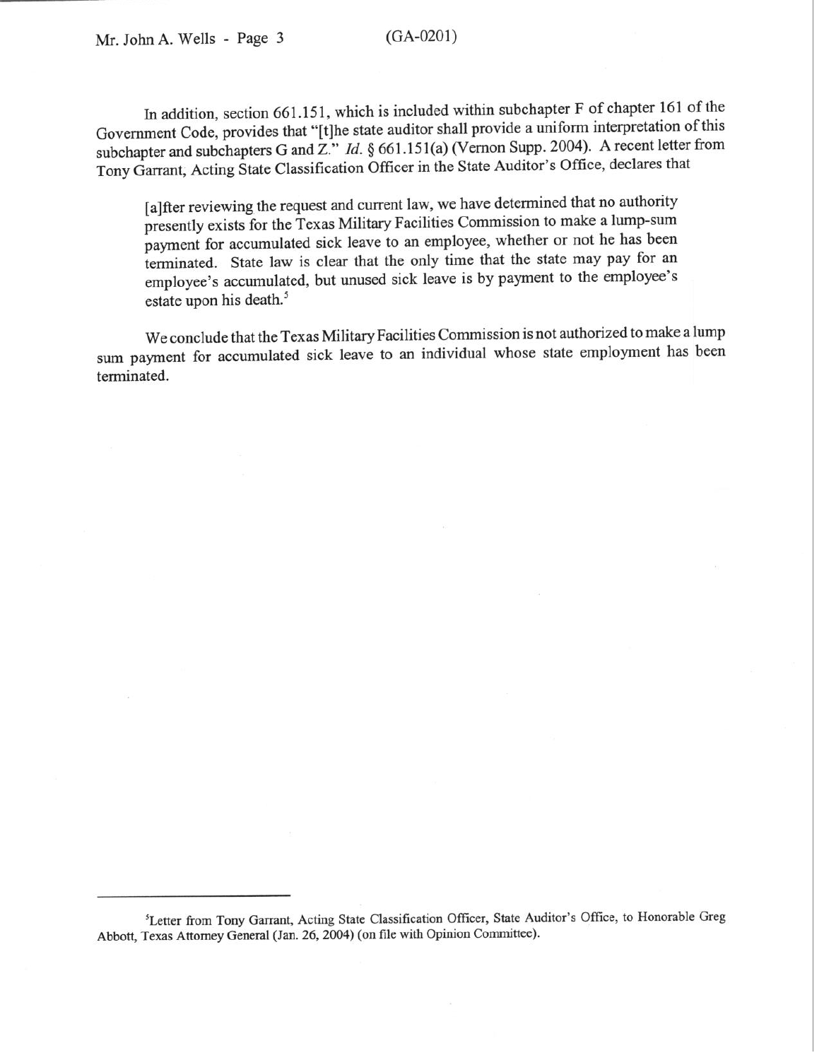In addition, section 661.151, which is included within subchapter F of chapter 161 of the Government Code, provides that "[t]he state auditor shall provide a uniform interpretation of this subchapter and subchapters G and Z." *Id.* § 661.151(a) (Vernon Supp. 2004). A recent letter from Tony Garrant, Acting State Classification Officer in the State Auditor's Office, declares that

> [a]fter reviewing the request and current law, we have determined that no authority presently exists for the Texas Military Facilities Commission to make a lump-sum payment for accumulated sick leave to an employee, whether or not he has been terminated. State law is clear that the only time that the state may pay for an employee's accumulated, but unused sick leave is by payment to the employee's estate upon his death.[5]

We conclude that the Texas Military Facilities Commission is not authorized to make a lump sum payment for accumulated sick leave to an individual whose state employment has been terminated.

---

[5]Letter from Tony Garrant, Acting State Classification Officer, State Auditor's Office, to Honorable Greg Abbott, Texas Attorney General (Jan. 26, 2004) (on file with Opinion Committee).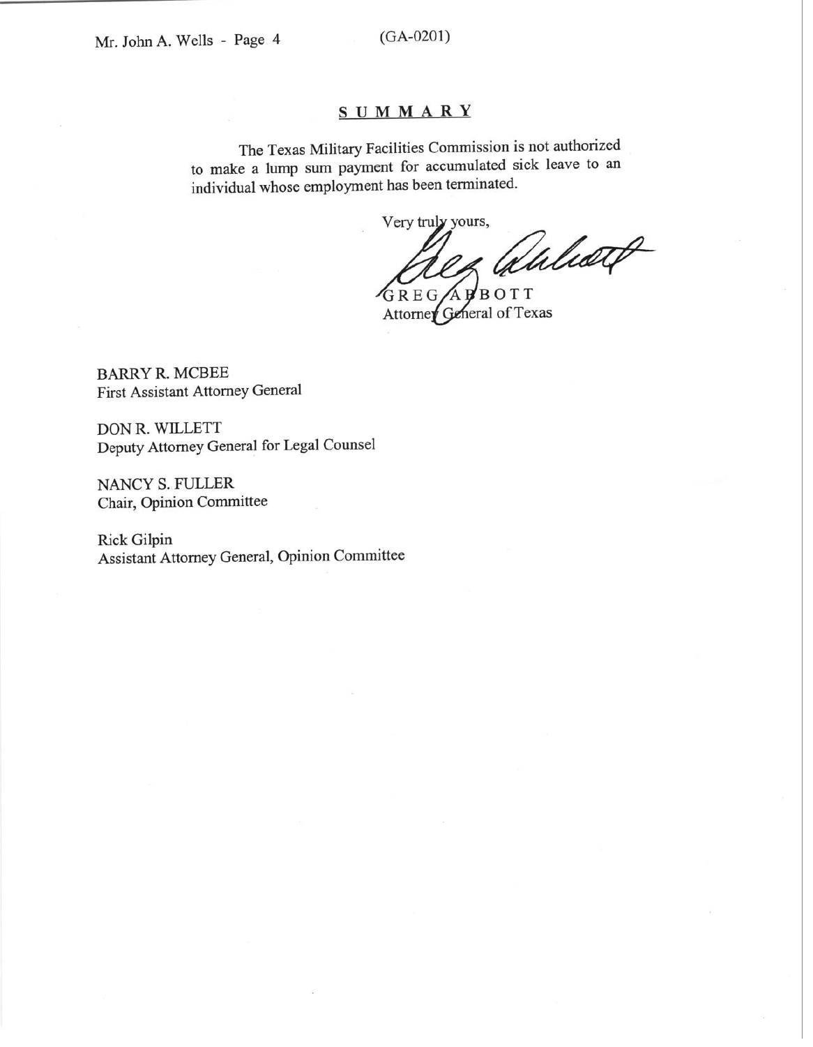## SUMMARY

The Texas Military Facilities Commission is not authorized to make a lump sum payment for accumulated sick leave to an individual whose employment has been terminated.

Very truly yours,

GREG ABBOTT
Attorney General of Texas

BARRY R. MCBEE
First Assistant Attorney General

DON R. WILLETT
Deputy Attorney General for Legal Counsel

NANCY S. FULLER
Chair, Opinion Committee

Rick Gilpin
Assistant Attorney General, Opinion Committee